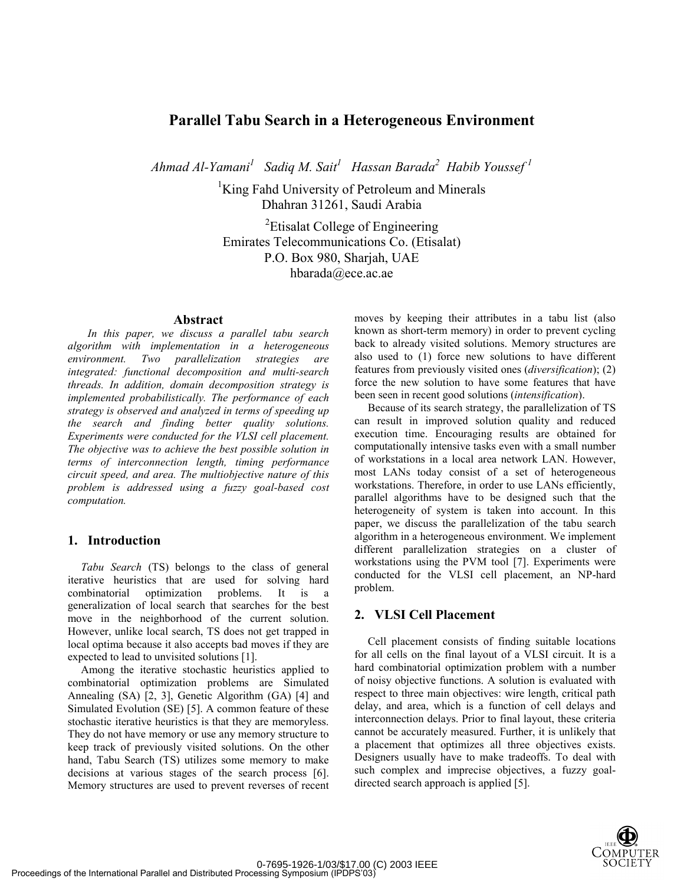# Parallel Tabu Search in a Heterogeneous Environment

*Ahmad Al-Yamani[1] Sadiq M. Sait[1] Hassan Barada[2] Habib Youssef [1]*

[1]King Fahd University of Petroleum and Minerals
Dhahran 31261, Saudi Arabia

[2]Etisalat College of Engineering
Emirates Telecommunications Co. (Etisalat)
P.O. Box 980, Sharjah, UAE
hbarada@ece.ac.ae

## Abstract

*In this paper, we discuss a parallel tabu search algorithm with implementation in a heterogeneous environment. Two parallelization strategies are integrated: functional decomposition and multi-search threads. In addition, domain decomposition strategy is implemented probabilistically. The performance of each strategy is observed and analyzed in terms of speeding up the search and finding better quality solutions. Experiments were conducted for the VLSI cell placement. The objective was to achieve the best possible solution in terms of interconnection length, timing performance circuit speed, and area. The multiobjective nature of this problem is addressed using a fuzzy goal-based cost computation.*

## 1. Introduction

*Tabu Search* (TS) belongs to the class of general iterative heuristics that are used for solving hard combinatorial optimization problems. It is a generalization of local search that searches for the best move in the neighborhood of the current solution. However, unlike local search, TS does not get trapped in local optima because it also accepts bad moves if they are expected to lead to unvisited solutions [1].

Among the iterative stochastic heuristics applied to combinatorial optimization problems are Simulated Annealing (SA) [2, 3], Genetic Algorithm (GA) [4] and Simulated Evolution (SE) [5]. A common feature of these stochastic iterative heuristics is that they are memoryless. They do not have memory or use any memory structure to keep track of previously visited solutions. On the other hand, Tabu Search (TS) utilizes some memory to make decisions at various stages of the search process [6]. Memory structures are used to prevent reverses of recent moves by keeping their attributes in a tabu list (also known as short-term memory) in order to prevent cycling back to already visited solutions. Memory structures are also used to (1) force new solutions to have different features from previously visited ones (*diversification*); (2) force the new solution to have some features that have been seen in recent good solutions (*intensification*).

Because of its search strategy, the parallelization of TS can result in improved solution quality and reduced execution time. Encouraging results are obtained for computationally intensive tasks even with a small number of workstations in a local area network LAN. However, most LANs today consist of a set of heterogeneous workstations. Therefore, in order to use LANs efficiently, parallel algorithms have to be designed such that the heterogeneity of system is taken into account. In this paper, we discuss the parallelization of the tabu search algorithm in a heterogeneous environment. We implement different parallelization strategies on a cluster of workstations using the PVM tool [7]. Experiments were conducted for the VLSI cell placement, an NP-hard problem.

## 2. VLSI Cell Placement

Cell placement consists of finding suitable locations for all cells on the final layout of a VLSI circuit. It is a hard combinatorial optimization problem with a number of noisy objective functions. A solution is evaluated with respect to three main objectives: wire length, critical path delay, and area, which is a function of cell delays and interconnection delays. Prior to final layout, these criteria cannot be accurately measured. Further, it is unlikely that a placement that optimizes all three objectives exists. Designers usually have to make tradeoffs. To deal with such complex and imprecise objectives, a fuzzy goal-directed search approach is applied [5].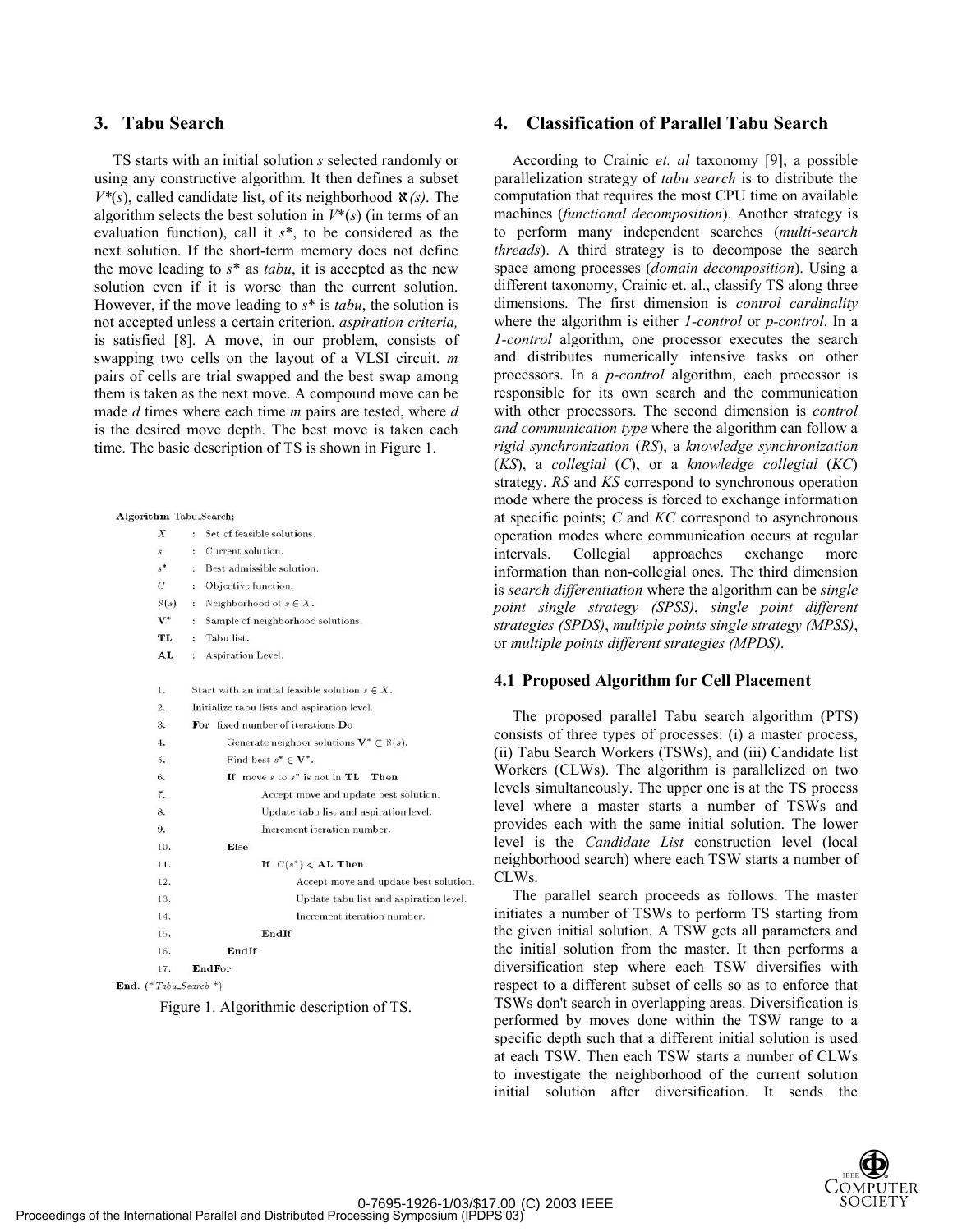## 3. Tabu Search

TS starts with an initial solution *s* selected randomly or using any constructive algorithm. It then defines a subset $V^*(s)$, called candidate list, of its neighborhood $\aleph(s)$. The algorithm selects the best solution in $V^*(s)$ (in terms of an evaluation function), call it $s^*$, to be considered as the next solution. If the short-term memory does not define the move leading to $s^*$ as *tabu*, it is accepted as the new solution even if it is worse than the current solution. However, if the move leading to $s^*$ is *tabu*, the solution is not accepted unless a certain criterion, *aspiration criteria,* is satisfied [8]. A move, in our problem, consists of swapping two cells on the layout of a VLSI circuit. *m* pairs of cells are trial swapped and the best swap among them is taken as the next move. A compound move can be made *d* times where each time *m* pairs are tested, where *d* is the desired move depth. The best move is taken each time. The basic description of TS is shown in Figure 1.

```
Algorithm Tabu_Search;
    X    : Set of feasible solutions.
    s    : Current solution.
    s*   : Best admissible solution.
    C    : Objective function.
    ℵ(s) : Neighborhood of s ∈ X.
    V*   : Sample of neighborhood solutions.
    TL   : Tabu list.
    AL   : Aspiration Level.

    1.  Start with an initial feasible solution s ∈ X.
    2.  Initialize tabu lists and aspiration level.
    3.  For fixed number of iterations Do
    4.      Generate neighbor solutions V* ⊂ ℵ(s).
    5.      Find best s* ∈ V*.
    6.      If move s to s* is not in TL Then
    7.          Accept move and update best solution.
    8.          Update tabu list and aspiration level.
    9.          Increment iteration number.
    10.     Else
    11.         If C(s*) < AL Then
    12.             Accept move and update best solution.
    13.             Update tabu list and aspiration level.
    14.             Increment iteration number.
    15.         EndIf
    16.     EndIf
    17. EndFor
End. (*Tabu_Search*)
```

Figure 1. Algorithmic description of TS.

## 4. Classification of Parallel Tabu Search

According to Crainic *et. al* taxonomy [9], a possible parallelization strategy of *tabu search* is to distribute the computation that requires the most CPU time on available machines (*functional decomposition*). Another strategy is to perform many independent searches (*multi-search threads*). A third strategy is to decompose the search space among processes (*domain decomposition*). Using a different taxonomy, Crainic et. al., classify TS along three dimensions. The first dimension is *control cardinality* where the algorithm is either *1-control* or *p-control*. In a *1-control* algorithm, one processor executes the search and distributes numerically intensive tasks on other processors. In a *p-control* algorithm, each processor is responsible for its own search and the communication with other processors. The second dimension is *control and communication type* where the algorithm can follow a *rigid synchronization* (*RS*), a *knowledge synchronization* (*KS*), a *collegial* (*C*), or a *knowledge collegial* (*KC*) strategy. *RS* and *KS* correspond to synchronous operation mode where the process is forced to exchange information at specific points; *C* and *KC* correspond to asynchronous operation modes where communication occurs at regular intervals. Collegial approaches exchange more information than non-collegial ones. The third dimension is *search differentiation* where the algorithm can be *single point single strategy (SPSS)*, *single point different strategies (SPDS)*, *multiple points single strategy (MPSS)*, or *multiple points different strategies (MPDS)*.

### 4.1 Proposed Algorithm for Cell Placement

The proposed parallel Tabu search algorithm (PTS) consists of three types of processes: (i) a master process, (ii) Tabu Search Workers (TSWs), and (iii) Candidate list Workers (CLWs). The algorithm is parallelized on two levels simultaneously. The upper one is at the TS process level where a master starts a number of TSWs and provides each with the same initial solution. The lower level is the *Candidate List* construction level (local neighborhood search) where each TSW starts a number of CLWs.

The parallel search proceeds as follows. The master initiates a number of TSWs to perform TS starting from the given initial solution. A TSW gets all parameters and the initial solution from the master. It then performs a diversification step where each TSW diversifies with respect to a different subset of cells so as to enforce that TSWs don't search in overlapping areas. Diversification is performed by moves done within the TSW range to a specific depth such that a different initial solution is used at each TSW. Then each TSW starts a number of CLWs to investigate the neighborhood of the current solution initial solution after diversification. It sends the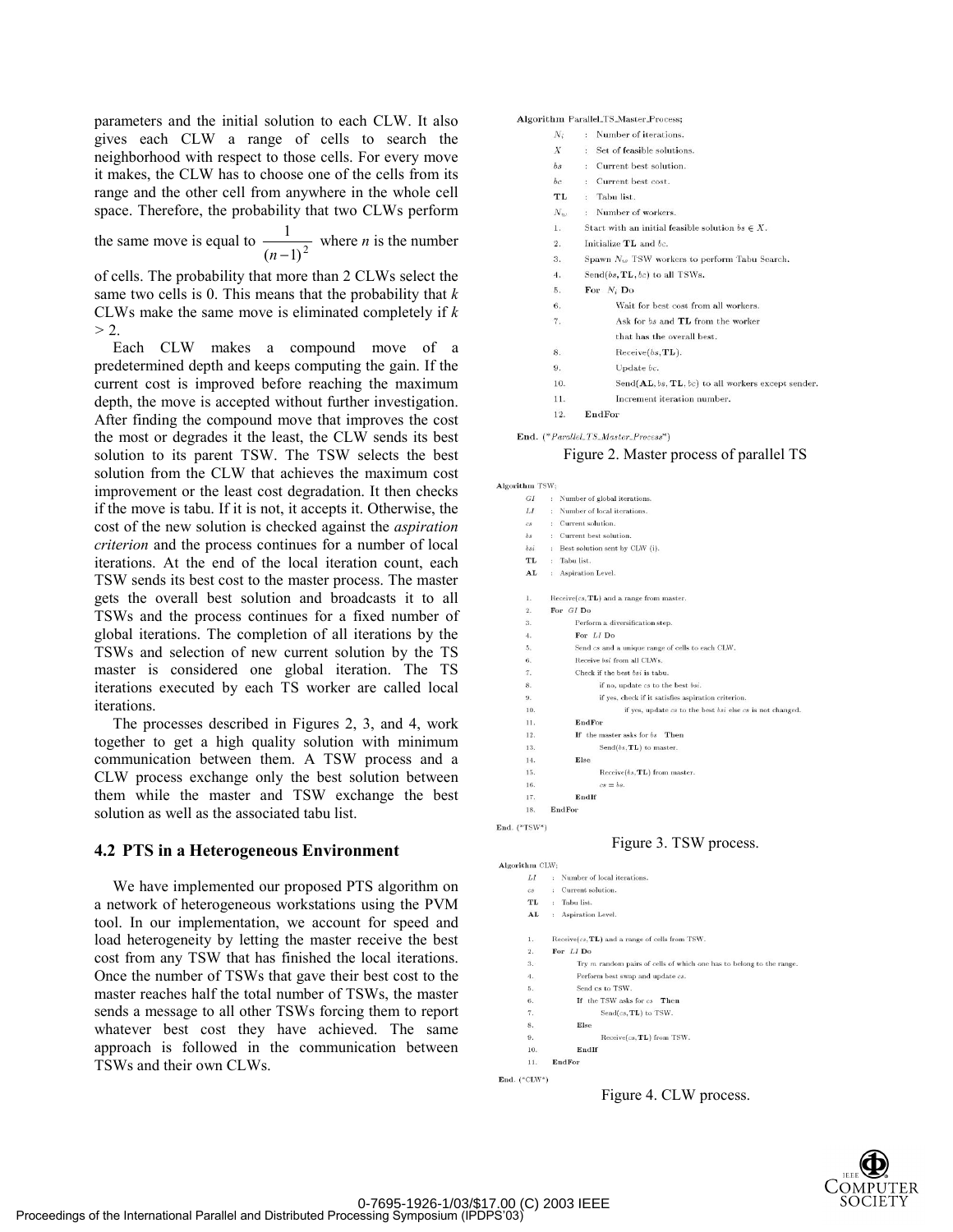parameters and the initial solution to each CLW. It also gives each CLW a range of cells to search the neighborhood with respect to those cells. For every move it makes, the CLW has to choose one of the cells from its range and the other cell from anywhere in the whole cell space. Therefore, the probability that two CLWs perform the same move is equal to $\frac{1}{(n-1)^2}$ where *n* is the number of cells. The probability that more than 2 CLWs select the same two cells is 0. This means that the probability that *k* CLWs make the same move is eliminated completely if *k* > 2.

Each CLW makes a compound move of a predetermined depth and keeps computing the gain. If the current cost is improved before reaching the maximum depth, the move is accepted without further investigation. After finding the compound move that improves the cost the most or degrades it the least, the CLW sends its best solution to its parent TSW. The TSW selects the best solution from the CLW that achieves the maximum cost improvement or the least cost degradation. It then checks if the move is tabu. If it is not, it accepts it. Otherwise, the cost of the new solution is checked against the *aspiration criterion* and the process continues for a number of local iterations. At the end of the local iteration count, each TSW sends its best cost to the master process. The master gets the overall best solution and broadcasts it to all TSWs and the process continues for a fixed number of global iterations. The completion of all iterations by the TSWs and selection of new current solution by the TS master is considered one global iteration. The TS iterations executed by each TS worker are called local iterations.

The processes described in Figures 2, 3, and 4, work together to get a high quality solution with minimum communication between them. A TSW process and a CLW process exchange only the best solution between them while the master and TSW exchange the best solution as well as the associated tabu list.

## 4.2 PTS in a Heterogeneous Environment

We have implemented our proposed PTS algorithm on a network of heterogeneous workstations using the PVM tool. In our implementation, we account for speed and load heterogeneity by letting the master receive the best cost from any TSW that has finished the local iterations. Once the number of TSWs that gave their best cost to the master reaches half the total number of TSWs, the master sends a message to all other TSWs forcing them to report whatever best cost they have achieved. The same approach is followed in the communication between TSWs and their own CLWs.

```
Algorithm Parallel_TS_Master_Process;
    N_i   : Number of iterations.
    X     : Set of feasible solutions.
    bs    : Current best solution.
    bc    : Current best cost.
    TL    : Tabu list.
    N_w   : Number of workers.
    1.    Start with an initial feasible solution bs ∈ X.
    2.    Initialize TL and bc.
    3.    Spawn N_w TSW workers to perform Tabu Search.
    4.    Send(bs, TL, bc) to all TSWs.
    5.    For N_i Do
    6.          Wait for best cost from all workers.
    7.          Ask for bs and TL from the worker
                that has the overall best.
    8.          Receive(bs, TL).
    9.          Update bc.
    10.         Send(AL, bs, TL, bc) to all workers except sender.
    11.         Increment iteration number.
    12.   EndFor
End. (*Parallel_TS_Master_Process*)
```

Figure 2. Master process of parallel TS

```
Algorithm TSW;
    GI   : Number of global iterations.
    LI   : Number of local iterations.
    cs   : Current solution.
    bs   : Current best solution.
    bsi  : Best solution sent by CLW (i).
    TL   : Tabu list.
    AL   : Aspiration Level.

    1.   Receive(cs, TL) and a range from master.
    2.   For GI Do
    3.        Perform a diversification step.
    4.        For LI Do
    5.             Send cs and a unique range of cells to each CLW.
    6.             Receive bsi from all CLWs.
    7.             Check if the best bsi is tabu.
    8.                  if no, update cs to the best bsi.
    9.                  if yes, check if it satisfies aspiration criterion.
    10.                      if yes, update cs to the best bsi else cs is not changed.
    11.       EndFor
    12.       If the master asks for bs  Then
    13.            Send(bs, TL) to master.
    14.       Else
    15.            Receive(bs, TL) from master.
    16.            cs = bs.
    17.       EndIf
    18.  EndFor
End. (*TSW*)
```

Figure 3. TSW process.

```
Algorithm CLW;
    LI   : Number of local iterations.
    cs   : Current solution.
    TL   : Tabu list.
    AL   : Aspiration Level.

    1.   Receive(cs, TL) and a range of cells from TSW.
    2.   For LI Do
    3.        Try m random pairs of cells of which one has to belong to the range.
    4.        Perform best swap and update cs.
    5.        Send cs to TSW.
    6.        If the TSW asks for cs  Then
    7.             Send(cs, TL) to TSW.
    8.        Else
    9.             Receive(cs, TL) from TSW.
    10.       EndIf
    11.  EndFor
End. (*CLW*)
```

Figure 4. CLW process.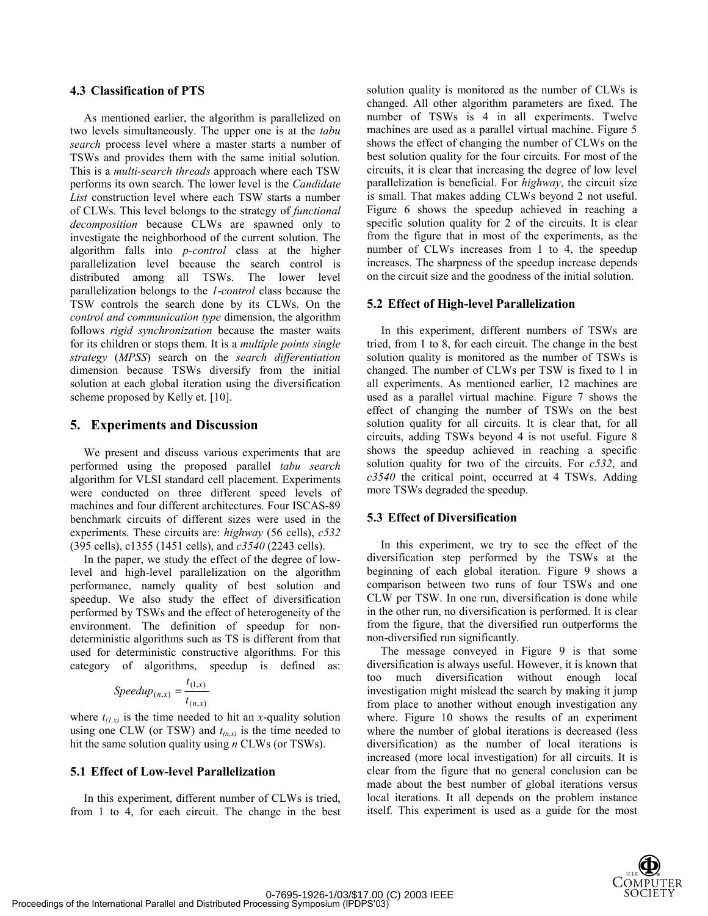### 4.3 Classification of PTS

As mentioned earlier, the algorithm is parallelized on two levels simultaneously. The upper one is at the *tabu search* process level where a master starts a number of TSWs and provides them with the same initial solution. This is a *multi-search threads* approach where each TSW performs its own search. The lower level is the *Candidate List* construction level where each TSW starts a number of CLWs. This level belongs to the strategy of *functional decomposition* because CLWs are spawned only to investigate the neighborhood of the current solution. The algorithm falls into *p-control* class at the higher parallelization level because the search control is distributed among all TSWs. The lower level parallelization belongs to the *1-control* class because the TSW controls the search done by its CLWs. On the *control and communication type* dimension, the algorithm follows *rigid synchronization* because the master waits for its children or stops them. It is a *multiple points single strategy* (*MPSS*) search on the *search differentiation* dimension because TSWs diversify from the initial solution at each global iteration using the diversification scheme proposed by Kelly et. [10].

## 5. Experiments and Discussion

We present and discuss various experiments that are performed using the proposed parallel *tabu search* algorithm for VLSI standard cell placement. Experiments were conducted on three different speed levels of machines and four different architectures. Four ISCAS-89 benchmark circuits of different sizes were used in the experiments. These circuits are: *highway* (56 cells), *c532* (395 cells), c1355 (1451 cells), and *c3540* (2243 cells).

In the paper, we study the effect of the degree of low-level and high-level parallelization on the algorithm performance, namely quality of best solution and speedup. We also study the effect of diversification performed by TSWs and the effect of heterogeneity of the environment. The definition of speedup for non-deterministic algorithms such as TS is different from that used for deterministic constructive algorithms. For this category of algorithms, speedup is defined as:

$$Speedup_{(n,x)} = \frac{t_{(1,x)}}{t_{(n,x)}}$$

where $t_{(1,x)}$ is the time needed to hit an $x$-quality solution using one CLW (or TSW) and $t_{(n,x)}$ is the time needed to hit the same solution quality using $n$ CLWs (or TSWs).

### 5.1 Effect of Low-level Parallelization

In this experiment, different number of CLWs is tried, from 1 to 4, for each circuit. The change in the best solution quality is monitored as the number of CLWs is changed. All other algorithm parameters are fixed. The number of TSWs is 4 in all experiments. Twelve machines are used as a parallel virtual machine. Figure 5 shows the effect of changing the number of CLWs on the best solution quality for the four circuits. For most of the circuits, it is clear that increasing the degree of low level parallelization is beneficial. For *highway*, the circuit size is small. That makes adding CLWs beyond 2 not useful. Figure 6 shows the speedup achieved in reaching a specific solution quality for 2 of the circuits. It is clear from the figure that in most of the experiments, as the number of CLWs increases from 1 to 4, the speedup increases. The sharpness of the speedup increase depends on the circuit size and the goodness of the initial solution.

### 5.2 Effect of High-level Parallelization

In this experiment, different numbers of TSWs are tried, from 1 to 8, for each circuit. The change in the best solution quality is monitored as the number of TSWs is changed. The number of CLWs per TSW is fixed to 1 in all experiments. As mentioned earlier, 12 machines are used as a parallel virtual machine. Figure 7 shows the effect of changing the number of TSWs on the best solution quality for all circuits. It is clear that, for all circuits, adding TSWs beyond 4 is not useful. Figure 8 shows the speedup achieved in reaching a specific solution quality for two of the circuits. For *c532*, and *c3540* the critical point, occurred at 4 TSWs. Adding more TSWs degraded the speedup.

### 5.3 Effect of Diversification

In this experiment, we try to see the effect of the diversification step performed by the TSWs at the beginning of each global iteration. Figure 9 shows a comparison between two runs of four TSWs and one CLW per TSW. In one run, diversification is done while in the other run, no diversification is performed. It is clear from the figure, that the diversified run outperforms the non-diversified run significantly.

The message conveyed in Figure 9 is that some diversification is always useful. However, it is known that too much diversification without enough local investigation might mislead the search by making it jump from place to another without enough investigation any where. Figure 10 shows the results of an experiment where the number of global iterations is decreased (less diversification) as the number of local iterations is increased (more local investigation) for all circuits. It is clear from the figure that no general conclusion can be made about the best number of global iterations versus local iterations. It all depends on the problem instance itself. This experiment is used as a guide for the most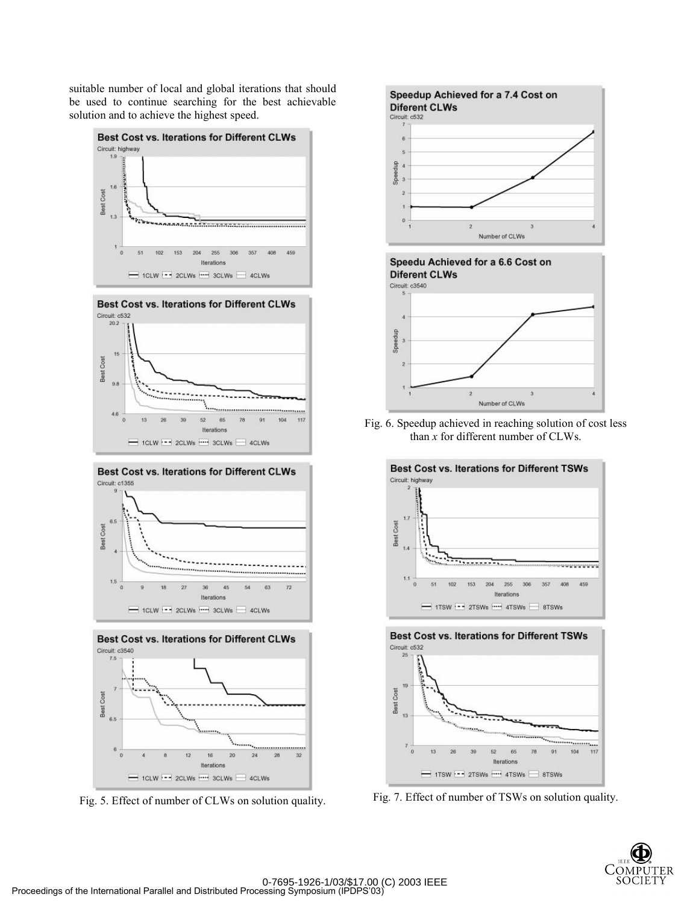suitable number of local and global iterations that should be used to continue searching for the best achievable solution and to achieve the highest speed.

Fig. 5. Effect of number of CLWs on solution quality.

Fig. 6. Speedup achieved in reaching solution of cost less than $x$ for different number of CLWs.

Fig. 7. Effect of number of TSWs on solution quality.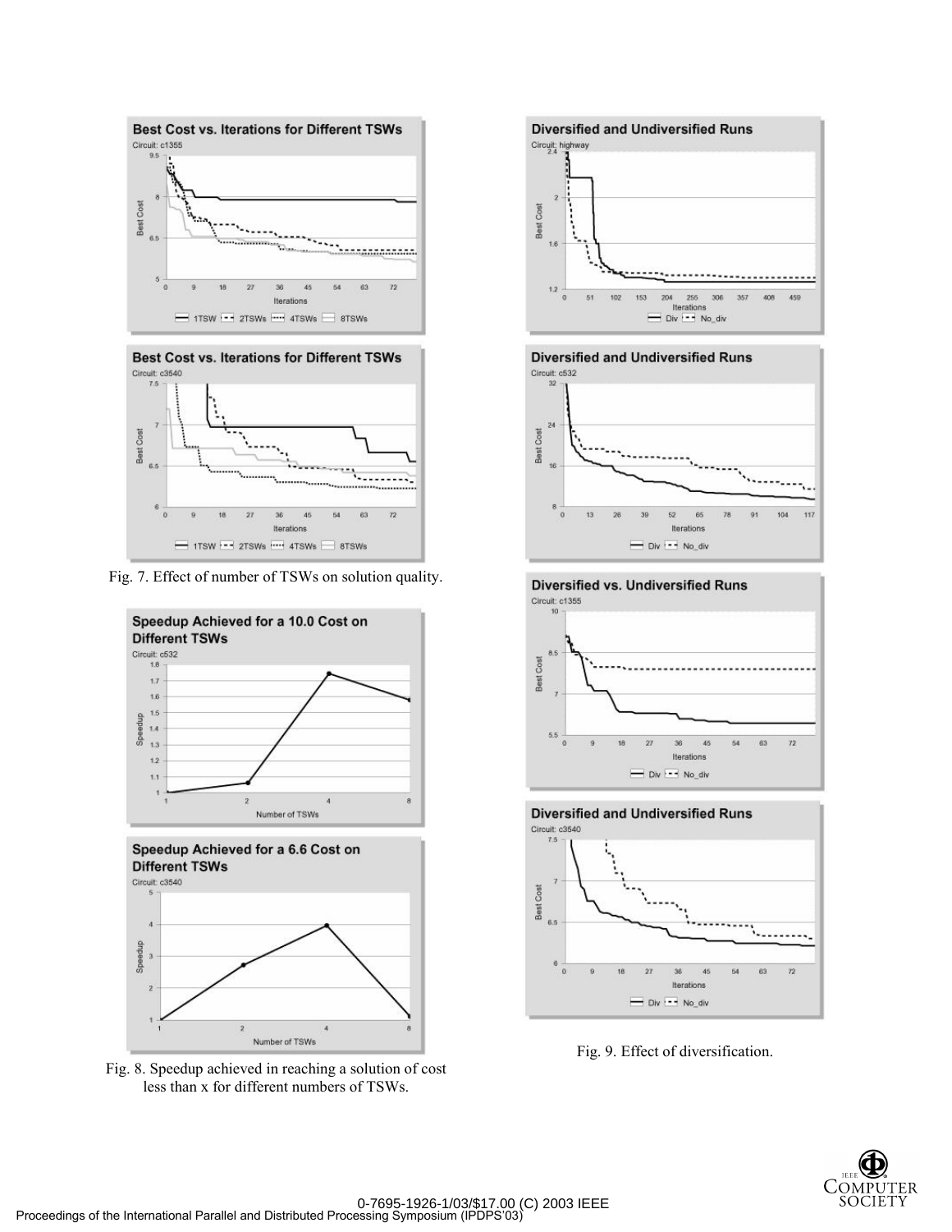Fig. 7. Effect of number of TSWs on solution quality.

Fig. 8. Speedup achieved in reaching a solution of cost less than x for different numbers of TSWs.

Fig. 9. Effect of diversification.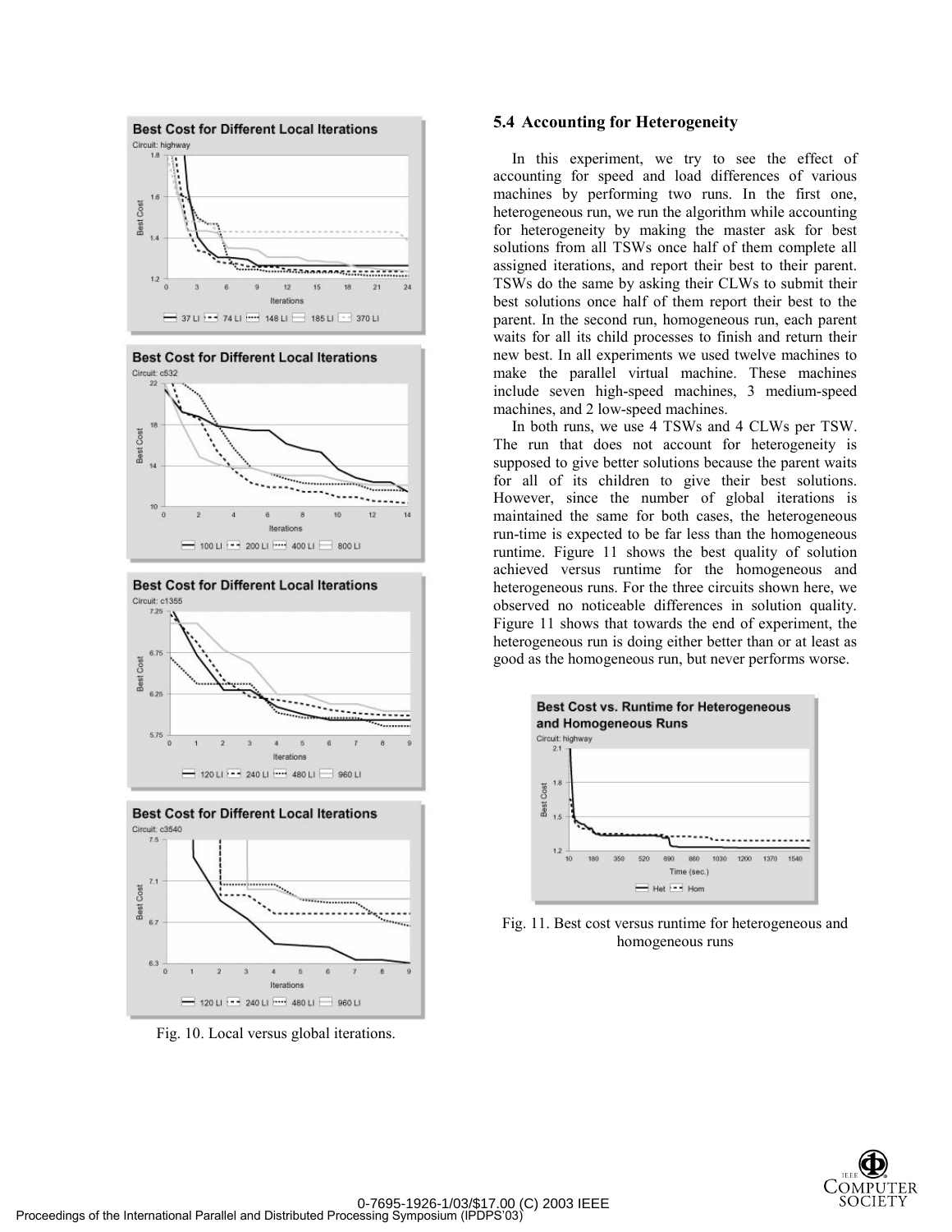Fig. 10. Local versus global iterations.

### 5.4 Accounting for Heterogeneity

In this experiment, we try to see the effect of accounting for speed and load differences of various machines by performing two runs. In the first one, heterogeneous run, we run the algorithm while accounting for heterogeneity by making the master ask for best solutions from all TSWs once half of them complete all assigned iterations, and report their best to their parent. TSWs do the same by asking their CLWs to submit their best solutions once half of them report their best to the parent. In the second run, homogeneous run, each parent waits for all its child processes to finish and return their new best. In all experiments we used twelve machines to make the parallel virtual machine. These machines include seven high-speed machines, 3 medium-speed machines, and 2 low-speed machines.

In both runs, we use 4 TSWs and 4 CLWs per TSW. The run that does not account for heterogeneity is supposed to give better solutions because the parent waits for all of its children to give their best solutions. However, since the number of global iterations is maintained the same for both cases, the heterogeneous run-time is expected to be far less than the homogeneous runtime. Figure 11 shows the best quality of solution achieved versus runtime for the homogeneous and heterogeneous runs. For the three circuits shown here, we observed no noticeable differences in solution quality. Figure 11 shows that towards the end of experiment, the heterogeneous run is doing either better than or at least as good as the homogeneous run, but never performs worse.

Fig. 11. Best cost versus runtime for heterogeneous and homogeneous runs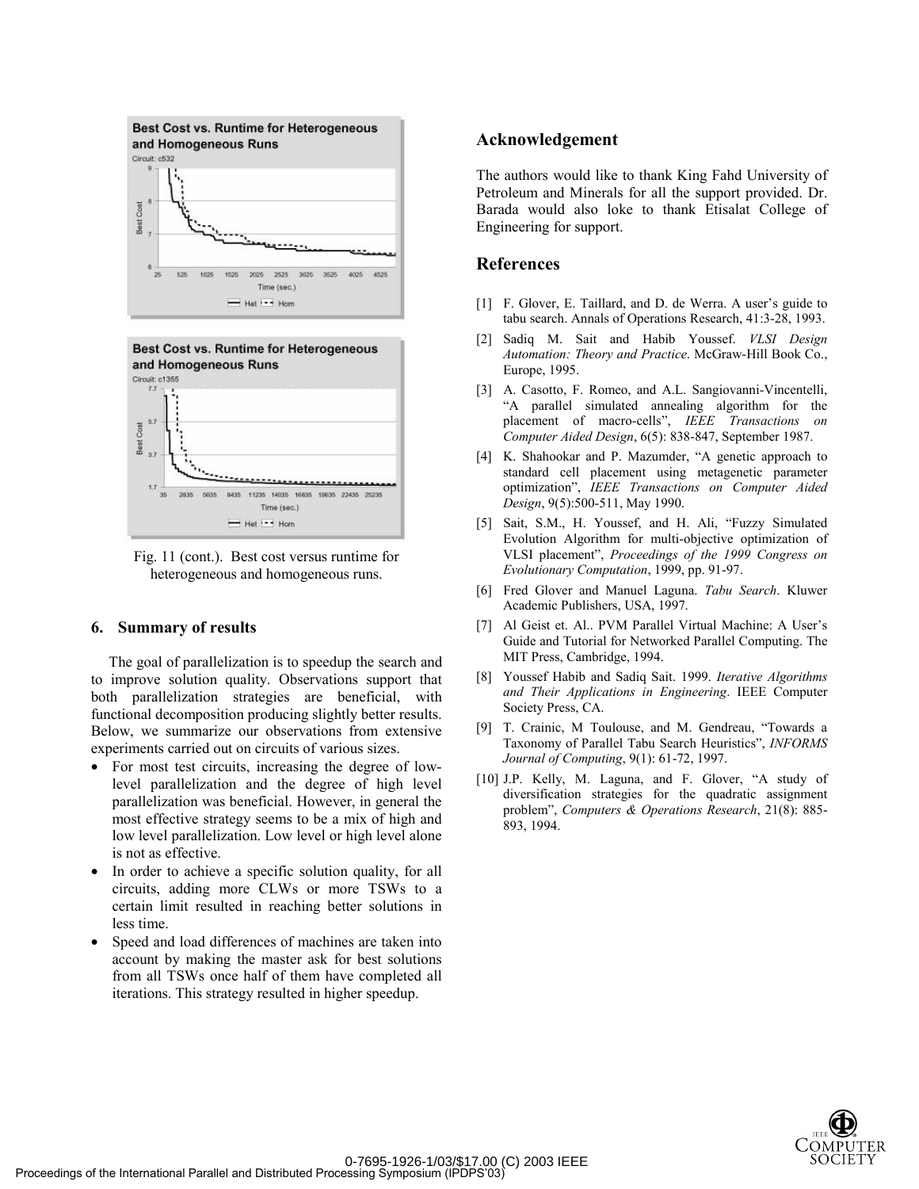Best Cost vs. Runtime for Heterogeneous and Homogeneous Runs

Circuit: c532

9

8

7

6

25 525 1025 1525 2025 2525 3025 3525 4025 4525

Best Cost

Time (sec.)

Het Hom

Best Cost vs. Runtime for Heterogeneous and Homogeneous Runs

Circuit: c1355

7.7

5.7

3.7

1.7

35 2835 5635 8435 11235 14035 16835 19635 22435 25235

Best Cost

Time (sec.)

Het Hom

Fig. 11 (cont.). Best cost versus runtime for heterogeneous and homogeneous runs.

## 6. Summary of results

The goal of parallelization is to speedup the search and to improve solution quality. Observations support that both parallelization strategies are beneficial, with functional decomposition producing slightly better results. Below, we summarize our observations from extensive experiments carried out on circuits of various sizes.

- For most test circuits, increasing the degree of low-level parallelization and the degree of high level parallelization was beneficial. However, in general the most effective strategy seems to be a mix of high and low level parallelization. Low level or high level alone is not as effective.
- In order to achieve a specific solution quality, for all circuits, adding more CLWs or more TSWs to a certain limit resulted in reaching better solutions in less time.
- Speed and load differences of machines are taken into account by making the master ask for best solutions from all TSWs once half of them have completed all iterations. This strategy resulted in higher speedup.

## Acknowledgement

The authors would like to thank King Fahd University of Petroleum and Minerals for all the support provided. Dr. Barada would also loke to thank Etisalat College of Engineering for support.

## References

[1] F. Glover, E. Taillard, and D. de Werra. A user's guide to tabu search. Annals of Operations Research, 41:3-28, 1993.

[2] Sadiq M. Sait and Habib Youssef. *VLSI Design Automation: Theory and Practice*. McGraw-Hill Book Co., Europe, 1995.

[3] A. Casotto, F. Romeo, and A.L. Sangiovanni-Vincentelli, "A parallel simulated annealing algorithm for the placement of macro-cells", *IEEE Transactions on Computer Aided Design*, 6(5): 838-847, September 1987.

[4] K. Shahookar and P. Mazumder, "A genetic approach to standard cell placement using metagenetic parameter optimization", *IEEE Transactions on Computer Aided Design*, 9(5):500-511, May 1990.

[5] Sait, S.M., H. Youssef, and H. Ali, "Fuzzy Simulated Evolution Algorithm for multi-objective optimization of VLSI placement", *Proceedings of the 1999 Congress on Evolutionary Computation*, 1999, pp. 91-97.

[6] Fred Glover and Manuel Laguna. *Tabu Search*. Kluwer Academic Publishers, USA, 1997.

[7] Al Geist et. Al.. PVM Parallel Virtual Machine: A User's Guide and Tutorial for Networked Parallel Computing. The MIT Press, Cambridge, 1994.

[8] Youssef Habib and Sadiq Sait. 1999. *Iterative Algorithms and Their Applications in Engineering*. IEEE Computer Society Press, CA.

[9] T. Crainic, M Toulouse, and M. Gendreau, "Towards a Taxonomy of Parallel Tabu Search Heuristics", *INFORMS Journal of Computing*, 9(1): 61-72, 1997.

[10] J.P. Kelly, M. Laguna, and F. Glover, "A study of diversification strategies for the quadratic assignment problem", *Computers & Operations Research*, 21(8): 885-893, 1994.